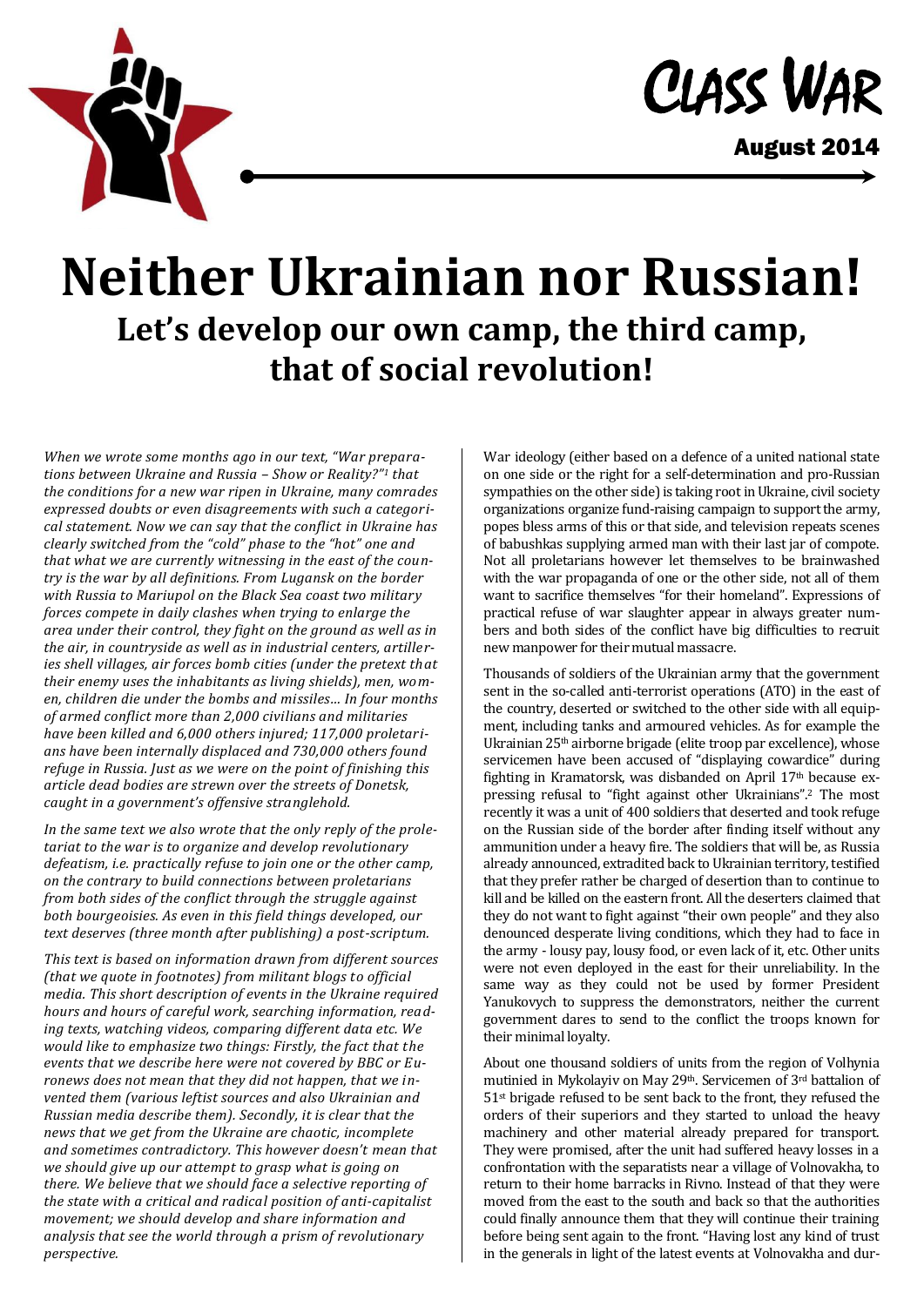Class War

August 2014

# Neither Ukrainian nor Russian!

## Let's develop our own camp, the third camp, that of social revolution!

*When we wrote some months ago in our text, "War preparations between Ukraine and Russia – Show or Reality?"[1] that the conditions for a new war ripen in Ukraine, many comrades expressed doubts or even disagreements with such a categorical statement. Now we can say that the conflict in Ukraine has clearly switched from the "cold" phase to the "hot" one and that what we are currently witnessing in the east of the country is the war by all definitions. From Lugansk on the border with Russia to Mariupol on the Black Sea coast two military forces compete in daily clashes when trying to enlarge the area under their control, they fight on the ground as well as in the air, in countryside as well as in industrial centers, artilleries shell villages, air forces bomb cities (under the pretext that their enemy uses the inhabitants as living shields), men, women, children die under the bombs and missiles… In four months of armed conflict more than 2,000 civilians and militaries have been killed and 6,000 others injured; 117,000 proletarians have been internally displaced and 730,000 others found refuge in Russia. Just as we were on the point of finishing this article dead bodies are strewn over the streets of Donetsk, caught in a government's offensive stranglehold.*

*In the same text we also wrote that the only reply of the proletariat to the war is to organize and develop revolutionary defeatism, i.e. practically refuse to join one or the other camp, on the contrary to build connections between proletarians from both sides of the conflict through the struggle against both bourgeoisies. As even in this field things developed, our text deserves (three month after publishing) a post-scriptum.*

*This text is based on information drawn from different sources (that we quote in footnotes) from militant blogs to official media. This short description of events in the Ukraine required hours and hours of careful work, searching information, reading texts, watching videos, comparing different data etc. We would like to emphasize two things: Firstly, the fact that the events that we describe here were not covered by BBC or Euronews does not mean that they did not happen, that we invented them (various leftist sources and also Ukrainian and Russian media describe them). Secondly, it is clear that the news that we get from the Ukraine are chaotic, incomplete and sometimes contradictory. This however doesn't mean that we should give up our attempt to grasp what is going on there. We believe that we should face a selective reporting of the state with a critical and radical position of anti-capitalist movement; we should develop and share information and analysis that see the world through a prism of revolutionary perspective.*

War ideology (either based on a defence of a united national state on one side or the right for a self-determination and pro-Russian sympathies on the other side) is taking root in Ukraine, civil society organizations organize fund-raising campaign to support the army, popes bless arms of this or that side, and television repeats scenes of babushkas supplying armed man with their last jar of compote. Not all proletarians however let themselves to be brainwashed with the war propaganda of one or the other side, not all of them want to sacrifice themselves "for their homeland". Expressions of practical refuse of war slaughter appear in always greater numbers and both sides of the conflict have big difficulties to recruit new manpower for their mutual massacre.

Thousands of soldiers of the Ukrainian army that the government sent in the so-called anti-terrorist operations (ATO) in the east of the country, deserted or switched to the other side with all equipment, including tanks and armoured vehicles. As for example the Ukrainian 25th airborne brigade (elite troop par excellence), whose servicemen have been accused of "displaying cowardice" during fighting in Kramatorsk, was disbanded on April 17th because expressing refusal to "fight against other Ukrainians".[2] The most recently it was a unit of 400 soldiers that deserted and took refuge on the Russian side of the border after finding itself without any ammunition under a heavy fire. The soldiers that will be, as Russia already announced, extradited back to Ukrainian territory, testified that they prefer rather be charged of desertion than to continue to kill and be killed on the eastern front. All the deserters claimed that they do not want to fight against "their own people" and they also denounced desperate living conditions, which they had to face in the army - lousy pay, lousy food, or even lack of it, etc. Other units were not even deployed in the east for their unreliability. In the same way as they could not be used by former President Yanukovych to suppress the demonstrators, neither the current government dares to send to the conflict the troops known for their minimal loyalty.

About one thousand soldiers of units from the region of Volhynia mutinied in Mykolayiv on May 29th. Servicemen of 3rd battalion of 51st brigade refused to be sent back to the front, they refused the orders of their superiors and they started to unload the heavy machinery and other material already prepared for transport. They were promised, after the unit had suffered heavy losses in a confrontation with the separatists near a village of Volnovakha, to return to their home barracks in Rivno. Instead of that they were moved from the east to the south and back so that the authorities could finally announce them that they will continue their training before being sent again to the front. "Having lost any kind of trust in the generals in light of the latest events at Volnovakha and dur-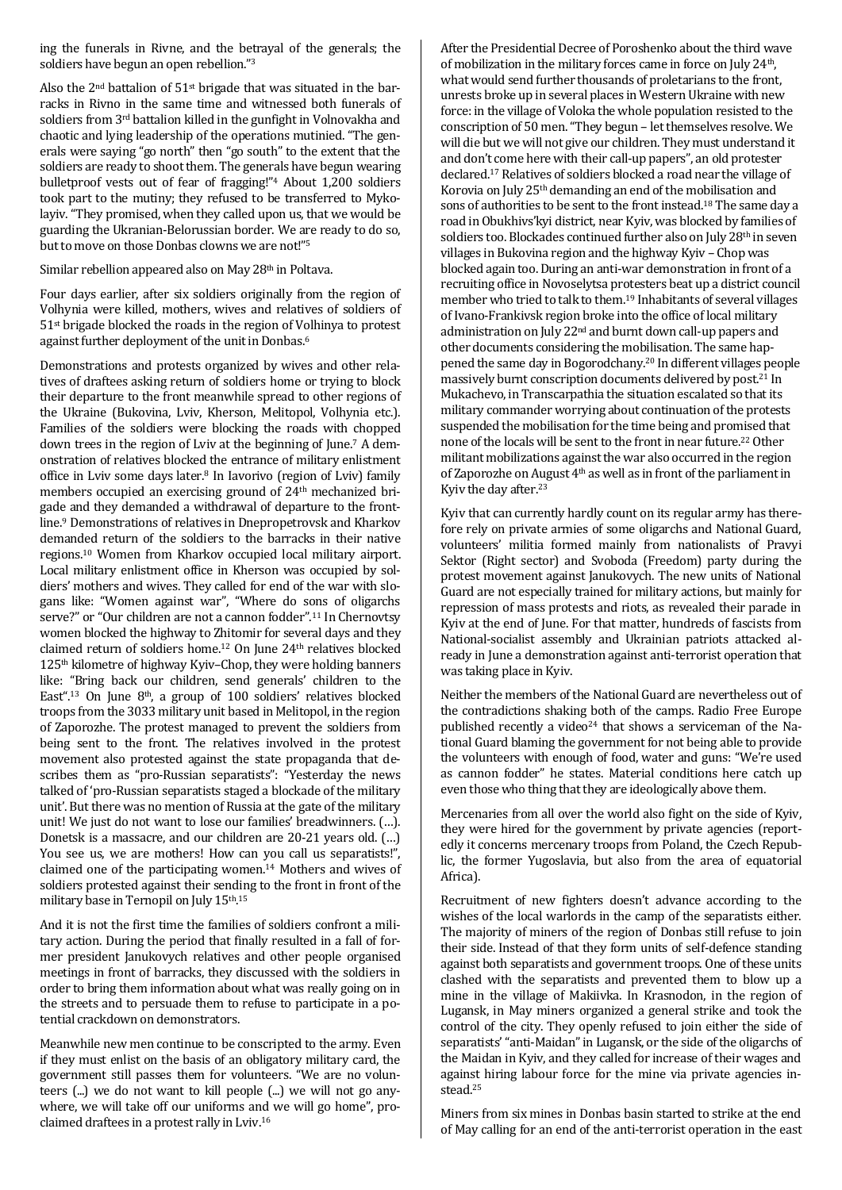ing the funerals in Rivne, and the betrayal of the generals; the soldiers have begun an open rebellion."[3]

Also the 2nd battalion of 51st brigade that was situated in the barracks in Rivno in the same time and witnessed both funerals of soldiers from 3rd battalion killed in the gunfight in Volnovakha and chaotic and lying leadership of the operations mutinied. "The generals were saying "go north" then "go south" to the extent that the soldiers are ready to shoot them. The generals have begun wearing bulletproof vests out of fear of fragging!"[4] About 1,200 soldiers took part to the mutiny; they refused to be transferred to Mykolayiv. "They promised, when they called upon us, that we would be guarding the Ukranian-Belorussian border. We are ready to do so, but to move on those Donbas clowns we are not!"[5]

Similar rebellion appeared also on May 28th in Poltava.

Four days earlier, after six soldiers originally from the region of Volhynia were killed, mothers, wives and relatives of soldiers of 51st brigade blocked the roads in the region of Volhinya to protest against further deployment of the unit in Donbas.[6]

Demonstrations and protests organized by wives and other relatives of draftees asking return of soldiers home or trying to block their departure to the front meanwhile spread to other regions of the Ukraine (Bukovina, Lviv, Kherson, Melitopol, Volhynia etc.). Families of the soldiers were blocking the roads with chopped down trees in the region of Lviv at the beginning of June.[7] A demonstration of relatives blocked the entrance of military enlistment office in Lviv some days later.[8] In Iavorivo (region of Lviv) family members occupied an exercising ground of 24th mechanized brigade and they demanded a withdrawal of departure to the frontline.[9] Demonstrations of relatives in Dnepropetrovsk and Kharkov demanded return of the soldiers to the barracks in their native regions.[10] Women from Kharkov occupied local military airport. Local military enlistment office in Kherson was occupied by soldiers' mothers and wives. They called for end of the war with slogans like: "Women against war", "Where do sons of oligarchs serve?" or "Our children are not a cannon fodder".[11] In Chernovtsy women blocked the highway to Zhitomir for several days and they claimed return of soldiers home.[12] On June 24th relatives blocked 125th kilometre of highway Kyiv–Chop, they were holding banners like: "Bring back our children, send generals' children to the East".[13] On June 8th, a group of 100 soldiers' relatives blocked troops from the 3033 military unit based in Melitopol, in the region of Zaporozhe. The protest managed to prevent the soldiers from being sent to the front. The relatives involved in the protest movement also protested against the state propaganda that describes them as "pro-Russian separatists": "Yesterday the news talked of 'pro-Russian separatists staged a blockade of the military unit'. But there was no mention of Russia at the gate of the military unit! We just do not want to lose our families' breadwinners. (…). Donetsk is a massacre, and our children are 20-21 years old. (…) You see us, we are mothers! How can you call us separatists!", claimed one of the participating women.[14] Mothers and wives of soldiers protested against their sending to the front in front of the military base in Ternopil on July 15th.[15]

And it is not the first time the families of soldiers confront a military action. During the period that finally resulted in a fall of former president Janukovych relatives and other people organised meetings in front of barracks, they discussed with the soldiers in order to bring them information about what was really going on in the streets and to persuade them to refuse to participate in a potential crackdown on demonstrators.

Meanwhile new men continue to be conscripted to the army. Even if they must enlist on the basis of an obligatory military card, the government still passes them for volunteers. "We are no volunteers (...) we do not want to kill people (...) we will not go anywhere, we will take off our uniforms and we will go home", proclaimed draftees in a protest rally in Lviv.[16]

After the Presidential Decree of Poroshenko about the third wave of mobilization in the military forces came in force on July 24th, what would send further thousands of proletarians to the front, unrests broke up in several places in Western Ukraine with new force: in the village of Voloka the whole population resisted to the conscription of 50 men. "They begun – let themselves resolve. We will die but we will not give our children. They must understand it and don't come here with their call-up papers", an old protester declared.[17] Relatives of soldiers blocked a road near the village of Korovia on July 25th demanding an end of the mobilisation and sons of authorities to be sent to the front instead.[18] The same day a road in Obukhivs'kyi district, near Kyiv, was blocked by families of soldiers too. Blockades continued further also on July 28th in seven villages in Bukovina region and the highway Kyiv – Chop was blocked again too. During an anti-war demonstration in front of a recruiting office in Novoselytsa protesters beat up a district council member who tried to talk to them.[19] Inhabitants of several villages of Ivano-Frankivsk region broke into the office of local military administration on July 22nd and burnt down call-up papers and other documents considering the mobilisation. The same happened the same day in Bogorodchany.[20] In different villages people massively burnt conscription documents delivered by post.[21] In Mukachevo, in Transcarpathia the situation escalated so that its military commander worrying about continuation of the protests suspended the mobilisation for the time being and promised that none of the locals will be sent to the front in near future.[22] Other militant mobilizations against the war also occurred in the region of Zaporozhe on August 4th as well as in front of the parliament in Kyiv the day after.[23]

Kyiv that can currently hardly count on its regular army has therefore rely on private armies of some oligarchs and National Guard, volunteers' militia formed mainly from nationalists of Pravyi Sektor (Right sector) and Svoboda (Freedom) party during the protest movement against Janukovych. The new units of National Guard are not especially trained for military actions, but mainly for repression of mass protests and riots, as revealed their parade in Kyiv at the end of June. For that matter, hundreds of fascists from National-socialist assembly and Ukrainian patriots attacked already in June a demonstration against anti-terrorist operation that was taking place in Kyiv.

Neither the members of the National Guard are nevertheless out of the contradictions shaking both of the camps. Radio Free Europe published recently a video[24] that shows a serviceman of the National Guard blaming the government for not being able to provide the volunteers with enough of food, water and guns: "We're used as cannon fodder" he states. Material conditions here catch up even those who thing that they are ideologically above them.

Mercenaries from all over the world also fight on the side of Kyiv, they were hired for the government by private agencies (reportedly it concerns mercenary troops from Poland, the Czech Republic, the former Yugoslavia, but also from the area of equatorial Africa).

Recruitment of new fighters doesn't advance according to the wishes of the local warlords in the camp of the separatists either. The majority of miners of the region of Donbas still refuse to join their side. Instead of that they form units of self-defence standing against both separatists and government troops. One of these units clashed with the separatists and prevented them to blow up a mine in the village of Makiivka. In Krasnodon, in the region of Lugansk, in May miners organized a general strike and took the control of the city. They openly refused to join either the side of separatists' "anti-Maidan" in Lugansk, or the side of the oligarchs of the Maidan in Kyiv, and they called for increase of their wages and against hiring labour force for the mine via private agencies instead.[25]

Miners from six mines in Donbas basin started to strike at the end of May calling for an end of the anti-terrorist operation in the east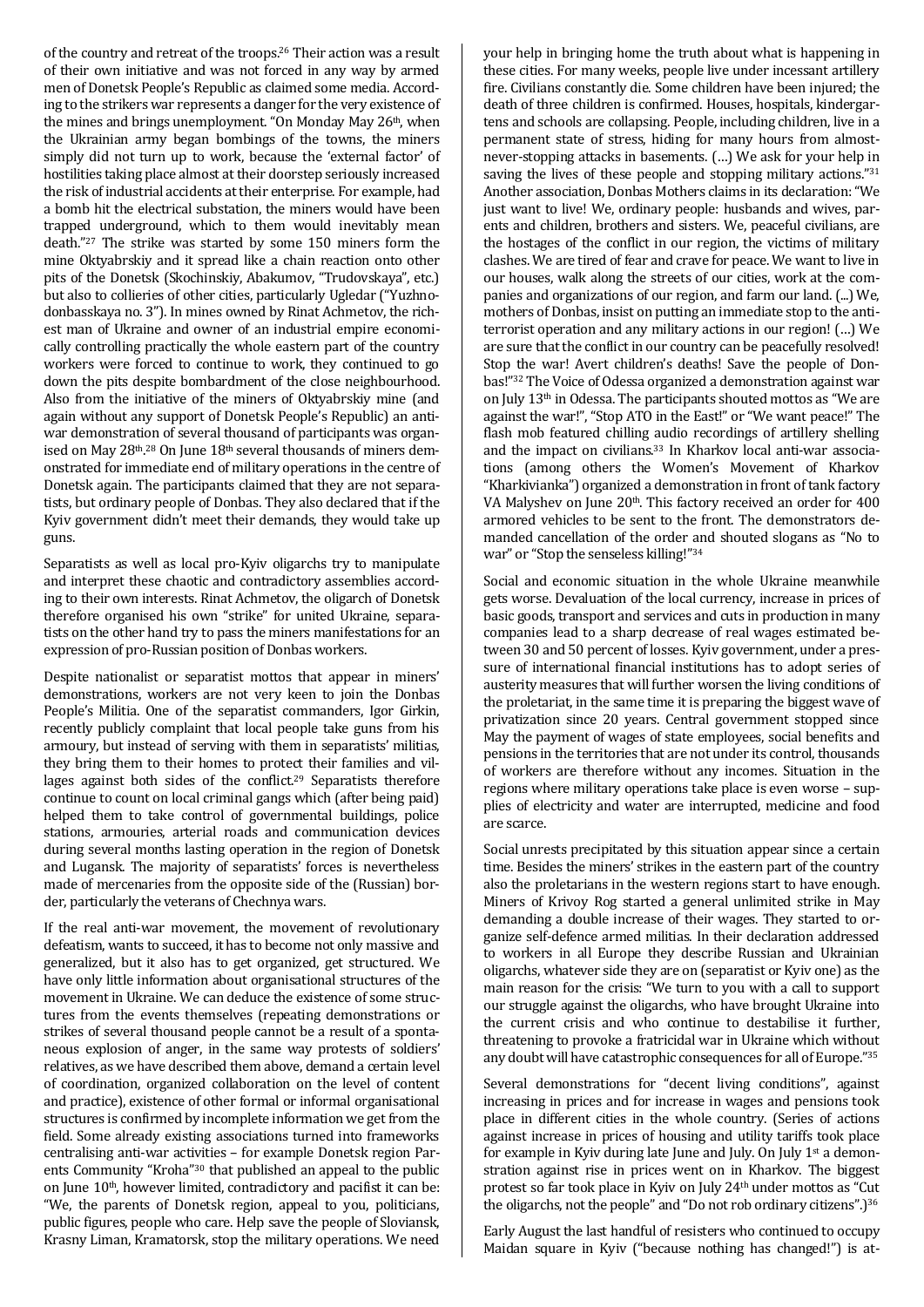of the country and retreat of the troops.[26] Their action was a result of their own initiative and was not forced in any way by armed men of Donetsk People's Republic as claimed some media. According to the strikers war represents a danger for the very existence of the mines and brings unemployment. "On Monday May 26th, when the Ukrainian army began bombings of the towns, the miners simply did not turn up to work, because the 'external factor' of hostilities taking place almost at their doorstep seriously increased the risk of industrial accidents at their enterprise. For example, had a bomb hit the electrical substation, the miners would have been trapped underground, which to them would inevitably mean death."[27] The strike was started by some 150 miners form the mine Oktyabrskiy and it spread like a chain reaction onto other pits of the Donetsk (Skochinskiy, Abakumov, "Trudovskaya", etc.) but also to collieries of other cities, particularly Ugledar ("Yuzhnodonbasskaya no. 3"). In mines owned by Rinat Achmetov, the richest man of Ukraine and owner of an industrial empire economically controlling practically the whole eastern part of the country workers were forced to continue to work, they continued to go down the pits despite bombardment of the close neighbourhood. Also from the initiative of the miners of Oktyabrskiy mine (and again without any support of Donetsk People's Republic) an anti-war demonstration of several thousand of participants was organised on May 28th.[28] On June 18th several thousands of miners demonstrated for immediate end of military operations in the centre of Donetsk again. The participants claimed that they are not separatists, but ordinary people of Donbas. They also declared that if the Kyiv government didn't meet their demands, they would take up guns.

Separatists as well as local pro-Kyiv oligarchs try to manipulate and interpret these chaotic and contradictory assemblies according to their own interests. Rinat Achmetov, the oligarch of Donetsk therefore organised his own "strike" for united Ukraine, separatists on the other hand try to pass the miners manifestations for an expression of pro-Russian position of Donbas workers.

Despite nationalist or separatist mottos that appear in miners' demonstrations, workers are not very keen to join the Donbas People's Militia. One of the separatist commanders, Igor Girkin, recently publicly complaint that local people take guns from his armoury, but instead of serving with them in separatists' militias, they bring them to their homes to protect their families and villages against both sides of the conflict.[29] Separatists therefore continue to count on local criminal gangs which (after being paid) helped them to take control of governmental buildings, police stations, armouries, arterial roads and communication devices during several months lasting operation in the region of Donetsk and Lugansk. The majority of separatists' forces is nevertheless made of mercenaries from the opposite side of the (Russian) border, particularly the veterans of Chechnya wars.

If the real anti-war movement, the movement of revolutionary defeatism, wants to succeed, it has to become not only massive and generalized, but it also has to get organized, get structured. We have only little information about organisational structures of the movement in Ukraine. We can deduce the existence of some structures from the events themselves (repeating demonstrations or strikes of several thousand people cannot be a result of a spontaneous explosion of anger, in the same way protests of soldiers' relatives, as we have described them above, demand a certain level of coordination, organized collaboration on the level of content and practice), existence of other formal or informal organisational structures is confirmed by incomplete information we get from the field. Some already existing associations turned into frameworks centralising anti-war activities – for example Donetsk region Parents Community "Kroha"[30] that published an appeal to the public on June 10th, however limited, contradictory and pacifist it can be: "We, the parents of Donetsk region, appeal to you, politicians, public figures, people who care. Help save the people of Sloviansk, Krasny Liman, Kramatorsk, stop the military operations. We need your help in bringing home the truth about what is happening in these cities. For many weeks, people live under incessant artillery fire. Civilians constantly die. Some children have been injured; the death of three children is confirmed. Houses, hospitals, kindergartens and schools are collapsing. People, including children, live in a permanent state of stress, hiding for many hours from almost-never-stopping attacks in basements. (…) We ask for your help in saving the lives of these people and stopping military actions."[31] Another association, Donbas Mothers claims in its declaration: "We just want to live! We, ordinary people: husbands and wives, parents and children, brothers and sisters. We, peaceful civilians, are the hostages of the conflict in our region, the victims of military clashes. We are tired of fear and crave for peace. We want to live in our houses, walk along the streets of our cities, work at the companies and organizations of our region, and farm our land. (...) We, mothers of Donbas, insist on putting an immediate stop to the anti-terrorist operation and any military actions in our region! (…) We are sure that the conflict in our country can be peacefully resolved! Stop the war! Avert children's deaths! Save the people of Donbas!"[32] The Voice of Odessa organized a demonstration against war on July 13th in Odessa. The participants shouted mottos as "We are against the war!", "Stop ATO in the East!" or "We want peace!" The flash mob featured chilling audio recordings of artillery shelling and the impact on civilians.[33] In Kharkov local anti-war associations (among others the Women's Movement of Kharkov "Kharkivianka") organized a demonstration in front of tank factory VA Malyshev on June 20th. This factory received an order for 400 armored vehicles to be sent to the front. The demonstrators demanded cancellation of the order and shouted slogans as "No to war" or "Stop the senseless killing!"[34]

Social and economic situation in the whole Ukraine meanwhile gets worse. Devaluation of the local currency, increase in prices of basic goods, transport and services and cuts in production in many companies lead to a sharp decrease of real wages estimated between 30 and 50 percent of losses. Kyiv government, under a pressure of international financial institutions has to adopt series of austerity measures that will further worsen the living conditions of the proletariat, in the same time it is preparing the biggest wave of privatization since 20 years. Central government stopped since May the payment of wages of state employees, social benefits and pensions in the territories that are not under its control, thousands of workers are therefore without any incomes. Situation in the regions where military operations take place is even worse – supplies of electricity and water are interrupted, medicine and food are scarce.

Social unrests precipitated by this situation appear since a certain time. Besides the miners' strikes in the eastern part of the country also the proletarians in the western regions start to have enough. Miners of Krivoy Rog started a general unlimited strike in May demanding a double increase of their wages. They started to organize self-defence armed militias. In their declaration addressed to workers in all Europe they describe Russian and Ukrainian oligarchs, whatever side they are on (separatist or Kyiv one) as the main reason for the crisis: "We turn to you with a call to support our struggle against the oligarchs, who have brought Ukraine into the current crisis and who continue to destabilise it further, threatening to provoke a fratricidal war in Ukraine which without any doubt will have catastrophic consequences for all of Europe."[35]

Several demonstrations for "decent living conditions", against increasing in prices and for increase in wages and pensions took place in different cities in the whole country. (Series of actions against increase in prices of housing and utility tariffs took place for example in Kyiv during late June and July. On July 1st a demonstration against rise in prices went on in Kharkov. The biggest protest so far took place in Kyiv on July 24th under mottos as "Cut the oligarchs, not the people" and "Do not rob ordinary citizens".)[36]

Early August the last handful of resisters who continued to occupy Maidan square in Kyiv ("because nothing has changed!") is at-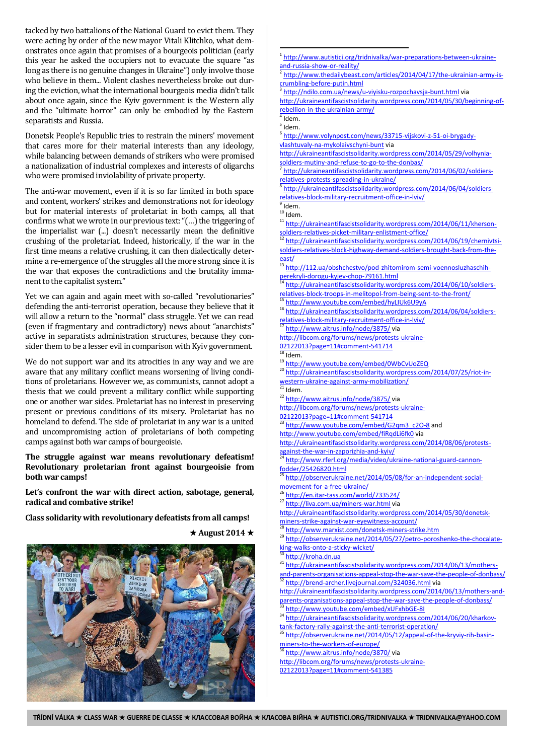tacked by two battalions of the National Guard to evict them. They were acting by order of the new mayor Vitali Klitchko, what demonstrates once again that promises of a bourgeois politician (early this year he asked the occupiers not to evacuate the square "as long as there is no genuine changes in Ukraine") only involve those who believe in them... Violent clashes nevertheless broke out during the eviction, what the international bourgeois media didn't talk about once again, since the Kyiv government is the Western ally and the "ultimate horror" can only be embodied by the Eastern separatists and Russia.

Donetsk People's Republic tries to restrain the miners' movement that cares more for their material interests than any ideology, while balancing between demands of strikers who were promised a nationalization of industrial complexes and interests of oligarchs who were promised inviolability of private property.

The anti-war movement, even if it is so far limited in both space and content, workers' strikes and demonstrations not for ideology but for material interests of proletariat in both camps, all that confirms what we wrote in our previous text: "(…) the triggering of the imperialist war (...) doesn't necessarily mean the definitive crushing of the proletariat. Indeed, historically, if the war in the first time means a relative crushing, it can then dialectically determine a re-emergence of the struggles all the more strong since it is the war that exposes the contradictions and the brutality immanent to the capitalist system."

Yet we can again and again meet with so-called "revolutionaries" defending the anti-terrorist operation, because they believe that it will allow a return to the "normal" class struggle. Yet we can read (even if fragmentary and contradictory) news about "anarchists" active in separatists administration structures, because they consider them to be a lesser evil in comparison with Kyiv government.

We do not support war and its atrocities in any way and we are aware that any military conflict means worsening of living conditions of proletarians. However we, as communists, cannot adopt a thesis that we could prevent a military conflict while supporting one or another war sides. Proletariat has no interest in preserving present or previous conditions of its misery. Proletariat has no homeland to defend. The side of proletariat in any war is a united and uncompromising action of proletarians of both competing camps against both war camps of bourgeoisie.

**The struggle against war means revolutionary defeatism! Revolutionary proletarian front against bourgeoisie from both war camps!**

**Let's confront the war with direct action, sabotage, general, radical and combative strike!**

**Class solidarity with revolutionary defeatists from all camps!**

**★ August 2014 ★**

---

[1] http://www.autistici.org/tridnivalka/war-preparations-between-ukraine-and-russia-show-or-reality/
[2] http://www.thedailybeast.com/articles/2014/04/17/the-ukrainian-army-is-crumbling-before-putin.html
[3] http://ndilo.com.ua/news/u-viyisku-rozpochavsja-bunt.html via http://ukraineantifascistsolidarity.wordpress.com/2014/05/30/beginning-of-rebellion-in-the-ukrainian-army/
[4] Idem.
[5] Idem.
[6] http://www.volynpost.com/news/33715-vijskovi-z-51-oi-brygady-vlashtuvaly-na-mykolaivschyni-bunt via http://ukraineantifascistsolidarity.wordpress.com/2014/05/29/volhynia-soldiers-mutiny-and-refuse-to-go-to-the-donbas/
[7] http://ukraineantifascistsolidarity.wordpress.com/2014/06/02/soldiers-relatives-protests-spreading-in-ukraine/
[8] http://ukraineantifascistsolidarity.wordpress.com/2014/06/04/soldiers-relatives-block-military-recruitment-office-in-lviv/
[9] Idem.
[10] Idem.
[11] http://ukraineantifascistsolidarity.wordpress.com/2014/06/11/kherson-soldiers-relatives-picket-military-enlistment-office/
[12] http://ukraineantifascistsolidarity.wordpress.com/2014/06/19/chernivtsi-soldiers-relatives-block-highway-demand-soldiers-brought-back-from-the-east/
[13] http://112.ua/obshchestvo/pod-zhitomirom-semi-voennosluzhashchih-perekryli-dorogu-kyjev-chop-79161.html
[14] http://ukraineantifascistsolidarity.wordpress.com/2014/06/10/soldiers-relatives-block-troops-in-melitopol-from-being-sent-to-the-front/
[15] http://www.youtube.com/embed/hyLIUk6U9yA
[16] http://ukraineantifascistsolidarity.wordpress.com/2014/06/04/soldiers-relatives-block-military-recruitment-office-in-lviv/
[17] http://www.aitrus.info/node/3875/ via http://libcom.org/forums/news/protests-ukraine-02122013?page=11#comment-541714
[18] Idem.
[19] http://www.youtube.com/embed/0WbCvUoZEQ
[20] http://ukraineantifascistsolidarity.wordpress.com/2014/07/25/riot-in-western-ukraine-against-army-mobilization/
[21] Idem.
[22] http://www.aitrus.info/node/3875/ via http://libcom.org/forums/news/protests-ukraine-02122013?page=11#comment-541714
[23] http://www.youtube.com/embed/G2qm3_c2O-8 and http://www.youtube.com/embed/fiRqdLi6fk0 via http://ukraineantifascistsolidarity.wordpress.com/2014/08/06/protests-against-the-war-in-zaporizhia-and-kyiv/
[24] http://www.rferl.org/media/video/ukraine-national-guard-cannon-fodder/25426820.html
[25] http://observerukraine.net/2014/05/08/for-an-independent-social-movement-for-a-free-ukraine/
[26] http://en.itar-tass.com/world/733524/
[27] http://liva.com.ua/miners-war.html via http://ukraineantifascistsolidarity.wordpress.com/2014/05/30/donetsk-miners-strike-against-war-eyewitness-account/
[28] http://www.marxist.com/donetsk-miners-strike.htm
[29] http://observerukraine.net/2014/05/27/petro-poroshenko-the-chocalate-king-walks-onto-a-sticky-wicket/
[30] http://kroha.dn.ua
[31] http://ukraineantifascistsolidarity.wordpress.com/2014/06/13/mothers-and-parents-organisations-appeal-stop-the-war-save-the-people-of-donbass/
[32] http://brend-archer.livejournal.com/324036.html via http://ukraineantifascistsolidarity.wordpress.com/2014/06/13/mothers-and-parents-organisations-appeal-stop-the-war-save-the-people-of-donbass/
[33] http://www.youtube.com/embed/xUFxhbGE-8I
[34] http://ukraineantifascistsolidarity.wordpress.com/2014/06/20/kharkov-tank-factory-rally-against-the-anti-terrorist-operation/
[35] http://observerukraine.net/2014/05/12/appeal-of-the-kryviy-rih-basin-miners-to-the-workers-of-europe/
[36] http://www.aitrus.info/node/3870/ via http://libcom.org/forums/news/protests-ukraine-02122013?page=11#comment-541385